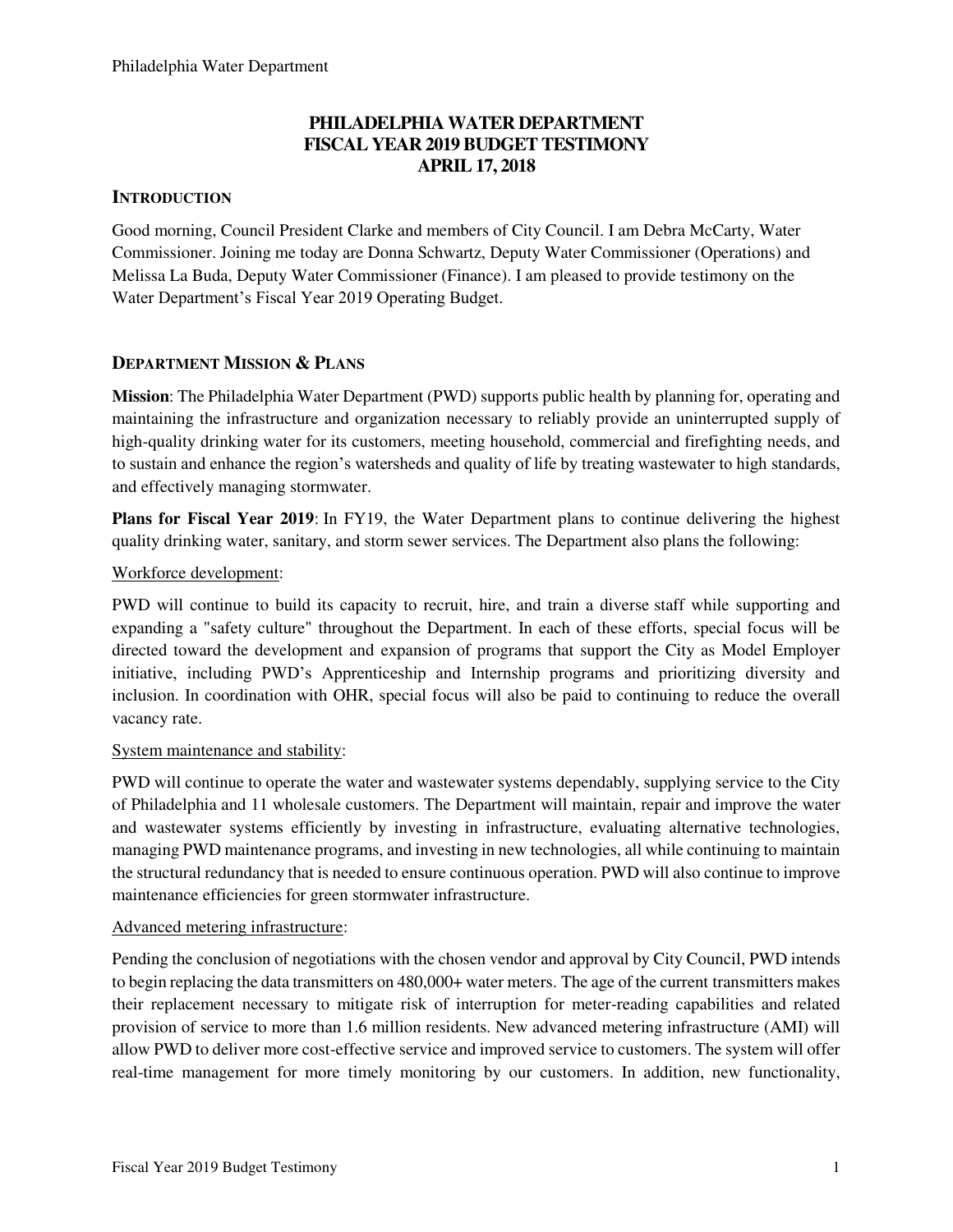# PHILADELPHIA WATER DEPARTMENT
# FISCAL YEAR 2019 BUDGET TESTIMONY
# APRIL 17, 2018

## INTRODUCTION

Good morning, Council President Clarke and members of City Council. I am Debra McCarty, Water Commissioner. Joining me today are Donna Schwartz, Deputy Water Commissioner (Operations) and Melissa La Buda, Deputy Water Commissioner (Finance). I am pleased to provide testimony on the Water Department's Fiscal Year 2019 Operating Budget.

## DEPARTMENT MISSION & PLANS

**Mission**: The Philadelphia Water Department (PWD) supports public health by planning for, operating and maintaining the infrastructure and organization necessary to reliably provide an uninterrupted supply of high-quality drinking water for its customers, meeting household, commercial and firefighting needs, and to sustain and enhance the region's watersheds and quality of life by treating wastewater to high standards, and effectively managing stormwater.

**Plans for Fiscal Year 2019**: In FY19, the Water Department plans to continue delivering the highest quality drinking water, sanitary, and storm sewer services. The Department also plans the following:

Workforce development:

PWD will continue to build its capacity to recruit, hire, and train a diverse staff while supporting and expanding a "safety culture" throughout the Department. In each of these efforts, special focus will be directed toward the development and expansion of programs that support the City as Model Employer initiative, including PWD's Apprenticeship and Internship programs and prioritizing diversity and inclusion. In coordination with OHR, special focus will also be paid to continuing to reduce the overall vacancy rate.

System maintenance and stability:

PWD will continue to operate the water and wastewater systems dependably, supplying service to the City of Philadelphia and 11 wholesale customers. The Department will maintain, repair and improve the water and wastewater systems efficiently by investing in infrastructure, evaluating alternative technologies, managing PWD maintenance programs, and investing in new technologies, all while continuing to maintain the structural redundancy that is needed to ensure continuous operation. PWD will also continue to improve maintenance efficiencies for green stormwater infrastructure.

Advanced metering infrastructure:

Pending the conclusion of negotiations with the chosen vendor and approval by City Council, PWD intends to begin replacing the data transmitters on 480,000+ water meters. The age of the current transmitters makes their replacement necessary to mitigate risk of interruption for meter-reading capabilities and related provision of service to more than 1.6 million residents. New advanced metering infrastructure (AMI) will allow PWD to deliver more cost-effective service and improved service to customers. The system will offer real-time management for more timely monitoring by our customers. In addition, new functionality,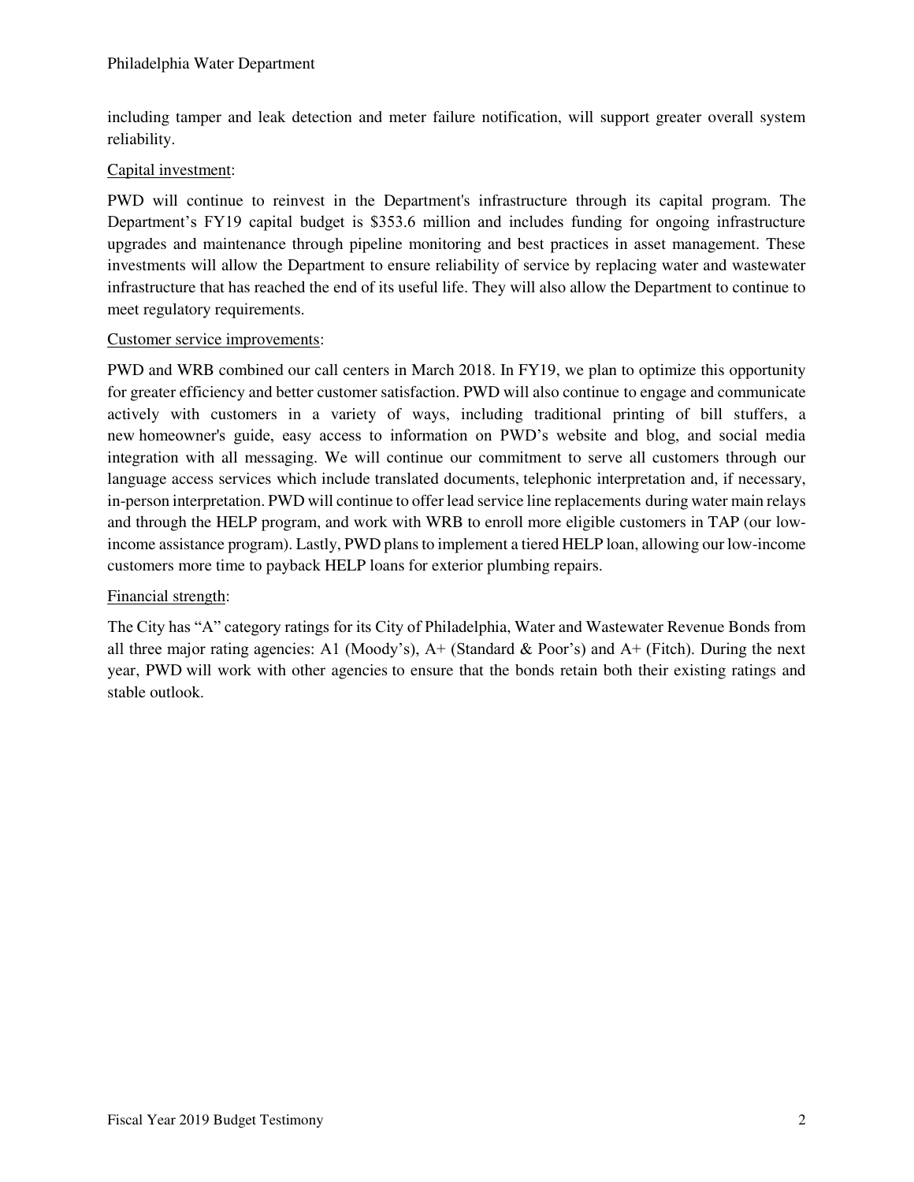including tamper and leak detection and meter failure notification, will support greater overall system reliability.

Capital investment:

PWD will continue to reinvest in the Department's infrastructure through its capital program. The Department's FY19 capital budget is $353.6 million and includes funding for ongoing infrastructure upgrades and maintenance through pipeline monitoring and best practices in asset management. These investments will allow the Department to ensure reliability of service by replacing water and wastewater infrastructure that has reached the end of its useful life. They will also allow the Department to continue to meet regulatory requirements.

Customer service improvements:

PWD and WRB combined our call centers in March 2018. In FY19, we plan to optimize this opportunity for greater efficiency and better customer satisfaction. PWD will also continue to engage and communicate actively with customers in a variety of ways, including traditional printing of bill stuffers, a new homeowner's guide, easy access to information on PWD's website and blog, and social media integration with all messaging. We will continue our commitment to serve all customers through our language access services which include translated documents, telephonic interpretation and, if necessary, in-person interpretation. PWD will continue to offer lead service line replacements during water main relays and through the HELP program, and work with WRB to enroll more eligible customers in TAP (our low-income assistance program). Lastly, PWD plans to implement a tiered HELP loan, allowing our low-income customers more time to payback HELP loans for exterior plumbing repairs.

Financial strength:

The City has "A" category ratings for its City of Philadelphia, Water and Wastewater Revenue Bonds from all three major rating agencies: A1 (Moody's), A+ (Standard & Poor's) and A+ (Fitch). During the next year, PWD will work with other agencies to ensure that the bonds retain both their existing ratings and stable outlook.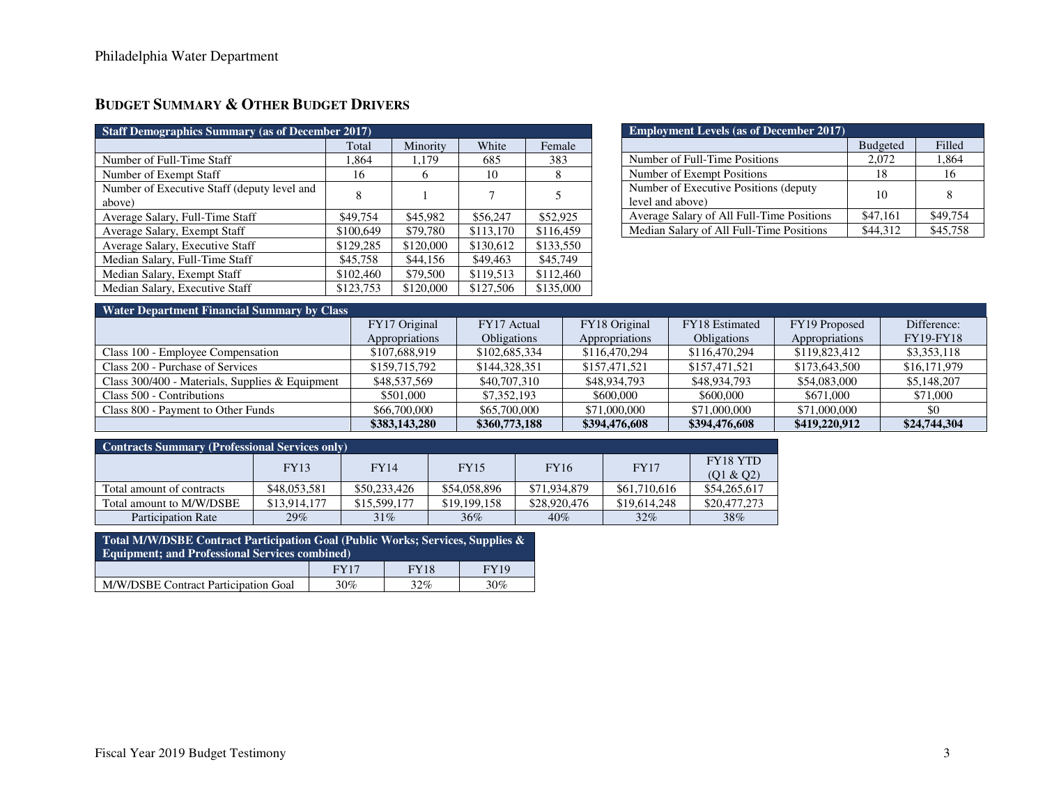## BUDGET SUMMARY & OTHER BUDGET DRIVERS

| Staff Demographics Summary (as of December 2017) | | | | |
|---|---|---|---|---|
| | Total | Minority | White | Female |
| Number of Full-Time Staff | 1,864 | 1,179 | 685 | 383 |
| Number of Exempt Staff | 16 | 6 | 10 | 8 |
| Number of Executive Staff (deputy level and above) | 8 | 1 | 7 | 5 |
| Average Salary, Full-Time Staff | $49,754 | $45,982 | $56,247 | $52,925 |
| Average Salary, Exempt Staff | $100,649 | $79,780 | $113,170 | $116,459 |
| Average Salary, Executive Staff | $129,285 | $120,000 | $130,612 | $133,550 |
| Median Salary, Full-Time Staff | $45,758 | $44,156 | $49,463 | $45,749 |
| Median Salary, Exempt Staff | $102,460 | $79,500 | $119,513 | $112,460 |
| Median Salary, Executive Staff | $123,753 | $120,000 | $127,506 | $135,000 |

| Employment Levels (as of December 2017) | | |
|---|---|---|
| | Budgeted | Filled |
| Number of Full-Time Positions | 2,072 | 1,864 |
| Number of Exempt Positions | 18 | 16 |
| Number of Executive Positions (deputy level and above) | 10 | 8 |
| Average Salary of All Full-Time Positions | $47,161 | $49,754 |
| Median Salary of All Full-Time Positions | $44,312 | $45,758 |

| Water Department Financial Summary by Class | | | | | | |
|---|---|---|---|---|---|---|
| | FY17 Original Appropriations | FY17 Actual Obligations | FY18 Original Appropriations | FY18 Estimated Obligations | FY19 Proposed Appropriations | Difference: FY19-FY18 |
| Class 100 - Employee Compensation | $107,688,919 | $102,685,334 | $116,470,294 | $116,470,294 | $119,823,412 | $3,353,118 |
| Class 200 - Purchase of Services | $159,715,792 | $144,328,351 | $157,471,521 | $157,471,521 | $173,643,500 | $16,171,979 |
| Class 300/400 - Materials, Supplies & Equipment | $48,537,569 | $40,707,310 | $48,934,793 | $48,934,793 | $54,083,000 | $5,148,207 |
| Class 500 - Contributions | $501,000 | $7,352,193 | $600,000 | $600,000 | $671,000 | $71,000 |
| Class 800 - Payment to Other Funds | $66,700,000 | $65,700,000 | $71,000,000 | $71,000,000 | $71,000,000 | $0 |
| | **$383,143,280** | **$360,773,188** | **$394,476,608** | **$394,476,608** | **$419,220,912** | **$24,744,304** |

| Contracts Summary (Professional Services only) | | | | | | |
|---|---|---|---|---|---|---|
| | FY13 | FY14 | FY15 | FY16 | FY17 | FY18 YTD (Q1 & Q2) |
| Total amount of contracts | $48,053,581 | $50,233,426 | $54,058,896 | $71,934,879 | $61,710,616 | $54,265,617 |
| Total amount to M/W/DSBE | $13,914,177 | $15,599,177 | $19,199,158 | $28,920,476 | $19,614,248 | $20,477,273 |
| Participation Rate | 29% | 31% | 36% | 40% | 32% | 38% |

| Total M/W/DSBE Contract Participation Goal (Public Works; Services, Supplies & Equipment; and Professional Services combined) | | | |
|---|---|---|---|
| | FY17 | FY18 | FY19 |
| M/W/DSBE Contract Participation Goal | 30% | 32% | 30% |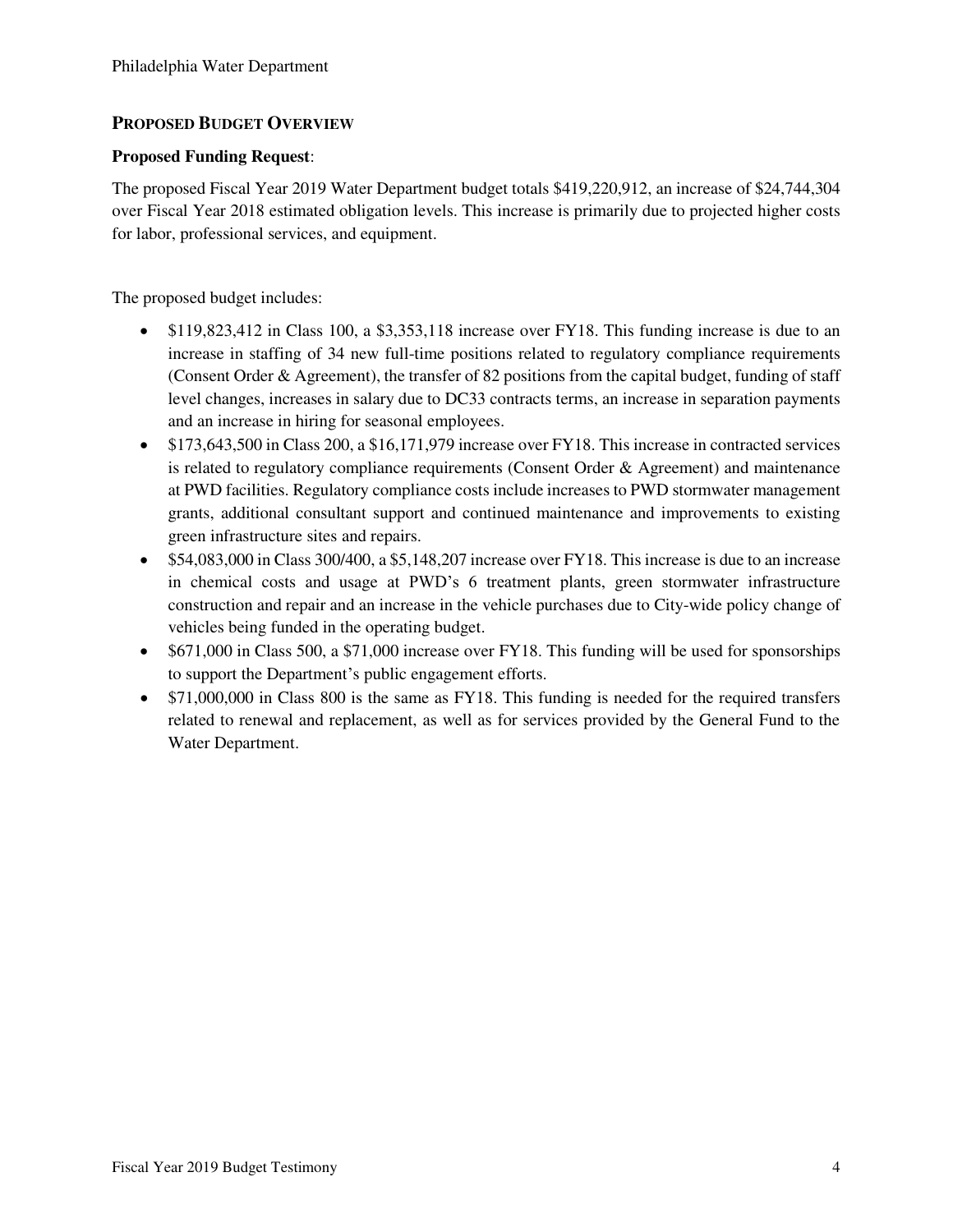## PROPOSED BUDGET OVERVIEW

**Proposed Funding Request**:

The proposed Fiscal Year 2019 Water Department budget totals $419,220,912, an increase of $24,744,304 over Fiscal Year 2018 estimated obligation levels. This increase is primarily due to projected higher costs for labor, professional services, and equipment.

The proposed budget includes:

- $119,823,412 in Class 100, a $3,353,118 increase over FY18. This funding increase is due to an increase in staffing of 34 new full-time positions related to regulatory compliance requirements (Consent Order & Agreement), the transfer of 82 positions from the capital budget, funding of staff level changes, increases in salary due to DC33 contracts terms, an increase in separation payments and an increase in hiring for seasonal employees.
- $173,643,500 in Class 200, a $16,171,979 increase over FY18. This increase in contracted services is related to regulatory compliance requirements (Consent Order & Agreement) and maintenance at PWD facilities. Regulatory compliance costs include increases to PWD stormwater management grants, additional consultant support and continued maintenance and improvements to existing green infrastructure sites and repairs.
- $54,083,000 in Class 300/400, a $5,148,207 increase over FY18. This increase is due to an increase in chemical costs and usage at PWD's 6 treatment plants, green stormwater infrastructure construction and repair and an increase in the vehicle purchases due to City-wide policy change of vehicles being funded in the operating budget.
- $671,000 in Class 500, a $71,000 increase over FY18. This funding will be used for sponsorships to support the Department's public engagement efforts.
- $71,000,000 in Class 800 is the same as FY18. This funding is needed for the required transfers related to renewal and replacement, as well as for services provided by the General Fund to the Water Department.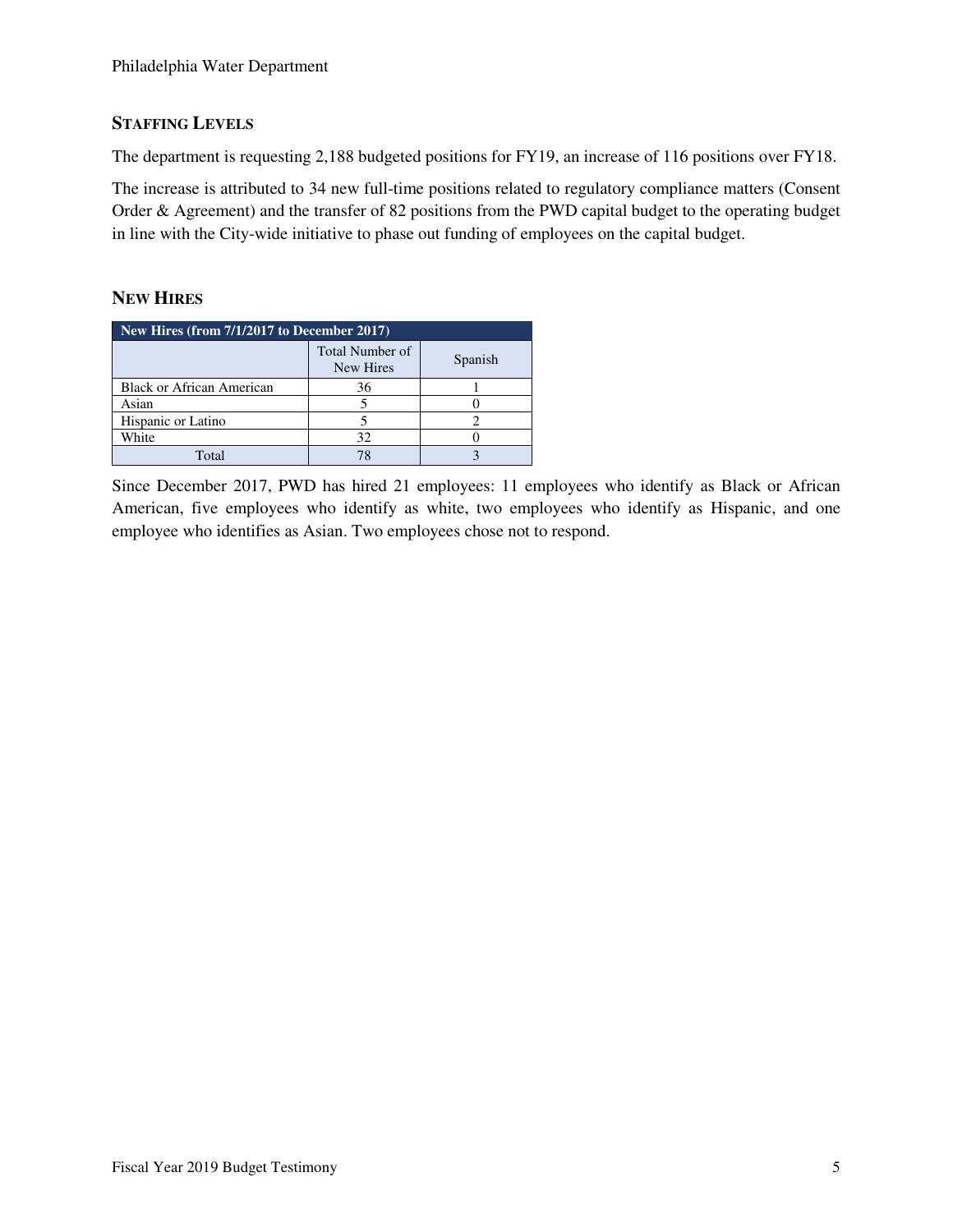## Staffing Levels

The department is requesting 2,188 budgeted positions for FY19, an increase of 116 positions over FY18.

The increase is attributed to 34 new full-time positions related to regulatory compliance matters (Consent Order & Agreement) and the transfer of 82 positions from the PWD capital budget to the operating budget in line with the City-wide initiative to phase out funding of employees on the capital budget.

## New Hires

| New Hires (from 7/1/2017 to December 2017) | | |
|---|---|---|
| | Total Number of New Hires | Spanish |
| Black or African American | 36 | 1 |
| Asian | 5 | 0 |
| Hispanic or Latino | 5 | 2 |
| White | 32 | 0 |
| Total | 78 | 3 |

Since December 2017, PWD has hired 21 employees: 11 employees who identify as Black or African American, five employees who identify as white, two employees who identify as Hispanic, and one employee who identifies as Asian. Two employees chose not to respond.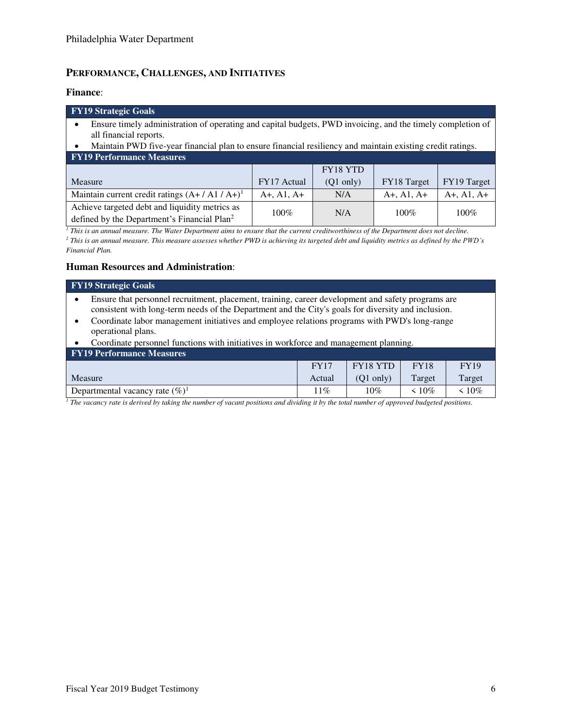## PERFORMANCE, CHALLENGES, AND INITIATIVES

### Finance:

| FY19 Strategic Goals |
|---|
| • Ensure timely administration of operating and capital budgets, PWD invoicing, and the timely completion of all financial reports.<br>• Maintain PWD five-year financial plan to ensure financial resiliency and maintain existing credit ratings. |

**FY19 Performance Measures**

| Measure | FY17 Actual | FY18 YTD (Q1 only) | FY18 Target | FY19 Target |
|---|---|---|---|---|
| Maintain current credit ratings (A+ / A1 / A+)[1] | A+, A1, A+ | N/A | A+, A1, A+ | A+, A1, A+ |
| Achieve targeted debt and liquidity metrics as defined by the Department's Financial Plan[2] | 100% | N/A | 100% | 100% |

*[1] This is an annual measure. The Water Department aims to ensure that the current creditworthiness of the Department does not decline.*
*[2] This is an annual measure. This measure assesses whether PWD is achieving its targeted debt and liquidity metrics as defined by the PWD's Financial Plan.*

### Human Resources and Administration:

| FY19 Strategic Goals |
|---|
| • Ensure that personnel recruitment, placement, training, career development and safety programs are consistent with long-term needs of the Department and the City's goals for diversity and inclusion.<br>• Coordinate labor management initiatives and employee relations programs with PWD's long-range operational plans.<br>• Coordinate personnel functions with initiatives in workforce and management planning. |

**FY19 Performance Measures**

| Measure | FY17 Actual | FY18 YTD (Q1 only) | FY18 Target | FY19 Target |
|---|---|---|---|---|
| Departmental vacancy rate (%)[1] | 11% | 10% | < 10% | < 10% |

*[1] The vacancy rate is derived by taking the number of vacant positions and dividing it by the total number of approved budgeted positions.*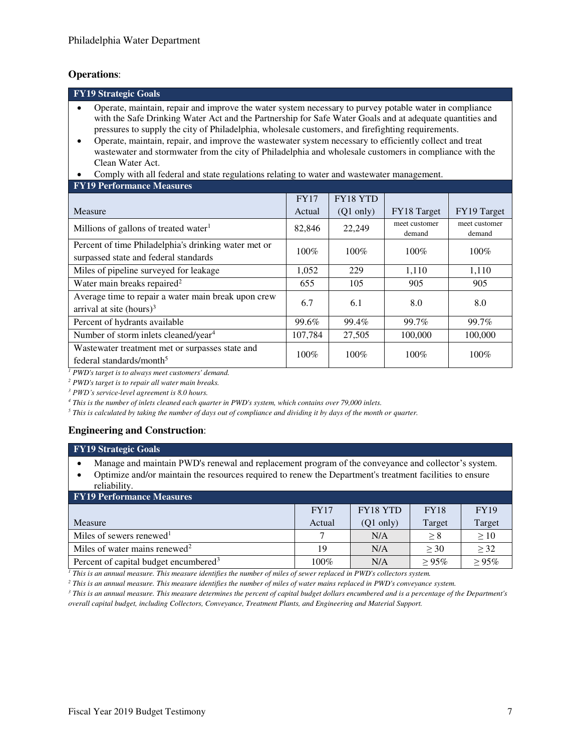## Operations:

| FY19 Strategic Goals |
|---|
| • Operate, maintain, repair and improve the water system necessary to purvey potable water in compliance with the Safe Drinking Water Act and the Partnership for Safe Water Goals and at adequate quantities and pressures to supply the city of Philadelphia, wholesale customers, and firefighting requirements. • Operate, maintain, repair, and improve the wastewater system necessary to efficiently collect and treat wastewater and stormwater from the city of Philadelphia and wholesale customers in compliance with the Clean Water Act. • Comply with all federal and state regulations relating to water and wastewater management. |

**FY19 Performance Measures**

| Measure | FY17 Actual | FY18 YTD (Q1 only) | FY18 Target | FY19 Target |
|---|---|---|---|---|
| Millions of gallons of treated water[1] | 82,846 | 22,249 | meet customer demand | meet customer demand |
| Percent of time Philadelphia's drinking water met or surpassed state and federal standards | 100% | 100% | 100% | 100% |
| Miles of pipeline surveyed for leakage | 1,052 | 229 | 1,110 | 1,110 |
| Water main breaks repaired[2] | 655 | 105 | 905 | 905 |
| Average time to repair a water main break upon crew arrival at site (hours)[3] | 6.7 | 6.1 | 8.0 | 8.0 |
| Percent of hydrants available | 99.6% | 99.4% | 99.7% | 99.7% |
| Number of storm inlets cleaned/year[4] | 107,784 | 27,505 | 100,000 | 100,000 |
| Wastewater treatment met or surpasses state and federal standards/month[5] | 100% | 100% | 100% | 100% |

*[1] PWD's target is to always meet customers' demand.*

*[2] PWD's target is to repair all water main breaks.*

*[3] PWD's service-level agreement is 8.0 hours.*

*[4] This is the number of inlets cleaned each quarter in PWD's system, which contains over 79,000 inlets.*

*[5] This is calculated by taking the number of days out of compliance and dividing it by days of the month or quarter.*

## Engineering and Construction:

| FY19 Strategic Goals |
|---|
| • Manage and maintain PWD's renewal and replacement program of the conveyance and collector's system. • Optimize and/or maintain the resources required to renew the Department's treatment facilities to ensure reliability. |

**FY19 Performance Measures**

| Measure | FY17 Actual | FY18 YTD (Q1 only) | FY18 Target | FY19 Target |
|---|---|---|---|---|
| Miles of sewers renewed[1] | 7 | N/A | ≥ 8 | ≥ 10 |
| Miles of water mains renewed[2] | 19 | N/A | ≥ 30 | ≥ 32 |
| Percent of capital budget encumbered[3] | 100% | N/A | ≥ 95% | ≥ 95% |

*[1] This is an annual measure. This measure identifies the number of miles of sewer replaced in PWD's collectors system.*

*[2] This is an annual measure. This measure identifies the number of miles of water mains replaced in PWD's conveyance system.*

*[3] This is an annual measure. This measure determines the percent of capital budget dollars encumbered and is a percentage of the Department's overall capital budget, including Collectors, Conveyance, Treatment Plants, and Engineering and Material Support.*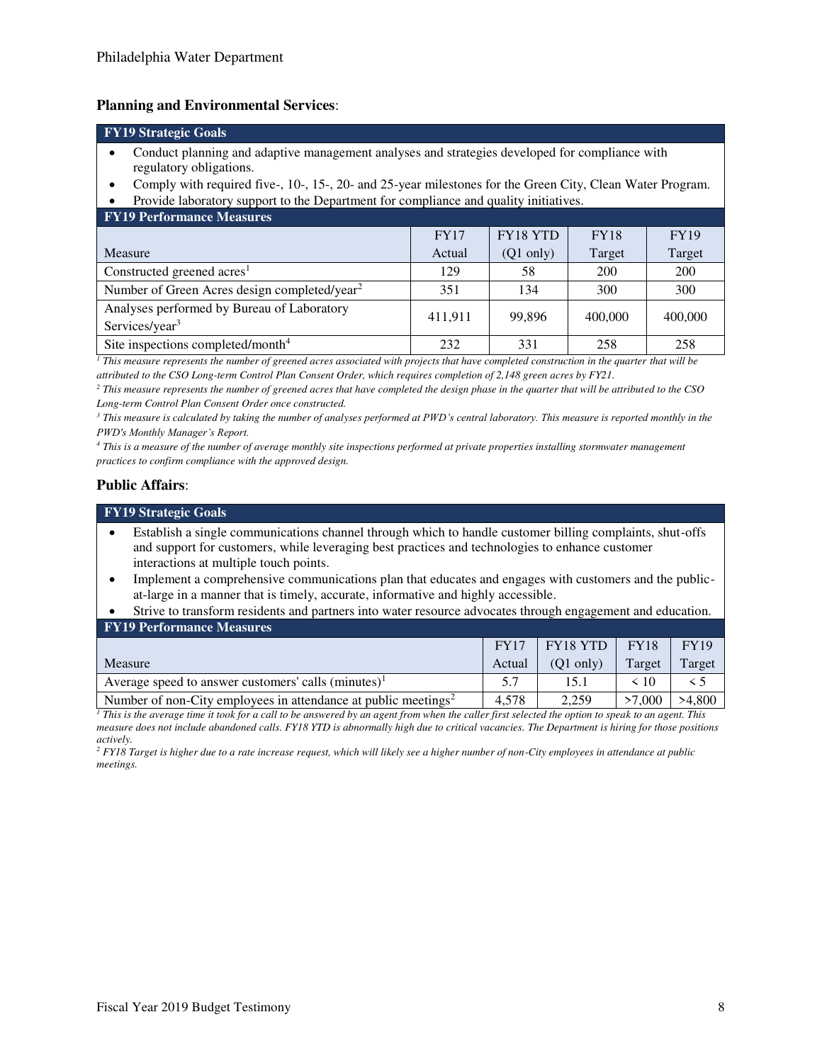**Planning and Environmental Services**:

| FY19 Strategic Goals |
|---|

- Conduct planning and adaptive management analyses and strategies developed for compliance with regulatory obligations.
- Comply with required five-, 10-, 15-, 20- and 25-year milestones for the Green City, Clean Water Program.
- Provide laboratory support to the Department for compliance and quality initiatives.

**FY19 Performance Measures**

| Measure | FY17 Actual | FY18 YTD (Q1 only) | FY18 Target | FY19 Target |
|---|---|---|---|---|
| Constructed greened acres[1] | 129 | 58 | 200 | 200 |
| Number of Green Acres design completed/year[2] | 351 | 134 | 300 | 300 |
| Analyses performed by Bureau of Laboratory Services/year[3] | 411,911 | 99,896 | 400,000 | 400,000 |
| Site inspections completed/month[4] | 232 | 331 | 258 | 258 |

*[1] This measure represents the number of greened acres associated with projects that have completed construction in the quarter that will be attributed to the CSO Long-term Control Plan Consent Order, which requires completion of 2,148 green acres by FY21.*

*[2] This measure represents the number of greened acres that have completed the design phase in the quarter that will be attributed to the CSO Long-term Control Plan Consent Order once constructed.*

*[3] This measure is calculated by taking the number of analyses performed at PWD's central laboratory. This measure is reported monthly in the PWD's Monthly Manager's Report.*

*[4] This is a measure of the number of average monthly site inspections performed at private properties installing stormwater management practices to confirm compliance with the approved design.*

**Public Affairs**:

| FY19 Strategic Goals |
|---|

- Establish a single communications channel through which to handle customer billing complaints, shut-offs and support for customers, while leveraging best practices and technologies to enhance customer interactions at multiple touch points.
- Implement a comprehensive communications plan that educates and engages with customers and the public-at-large in a manner that is timely, accurate, informative and highly accessible.
- Strive to transform residents and partners into water resource advocates through engagement and education.

**FY19 Performance Measures**

| Measure | FY17 Actual | FY18 YTD (Q1 only) | FY18 Target | FY19 Target |
|---|---|---|---|---|
| Average speed to answer customers' calls (minutes)[1] | 5.7 | 15.1 | < 10 | < 5 |
| Number of non-City employees in attendance at public meetings[2] | 4,578 | 2,259 | >7,000 | >4,800 |

*[1] This is the average time it took for a call to be answered by an agent from when the caller first selected the option to speak to an agent. This measure does not include abandoned calls. FY18 YTD is abnormally high due to critical vacancies. The Department is hiring for those positions actively.*

*[2] FY18 Target is higher due to a rate increase request, which will likely see a higher number of non-City employees in attendance at public meetings.*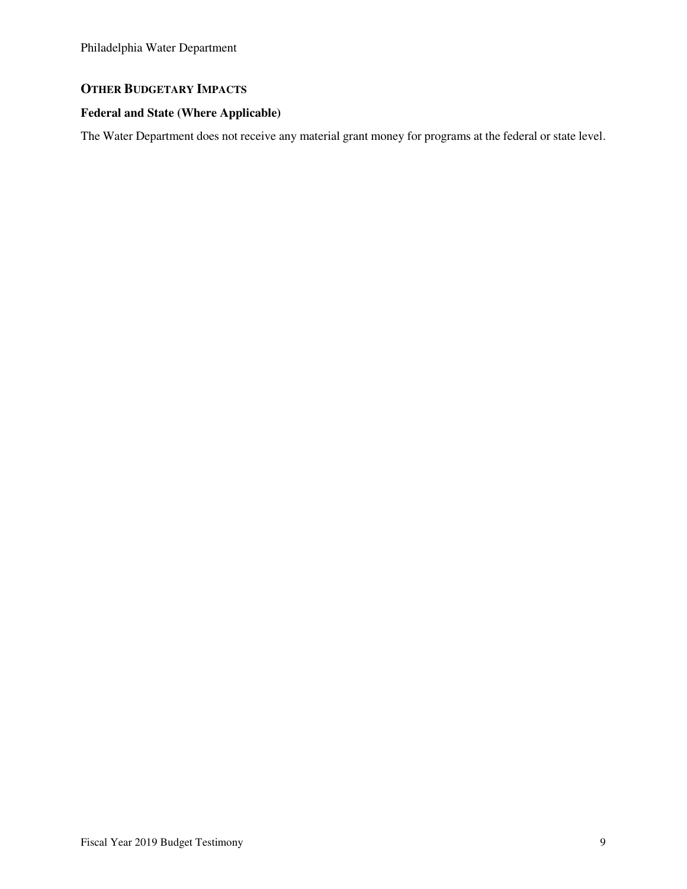## OTHER BUDGETARY IMPACTS

### Federal and State (Where Applicable)

The Water Department does not receive any material grant money for programs at the federal or state level.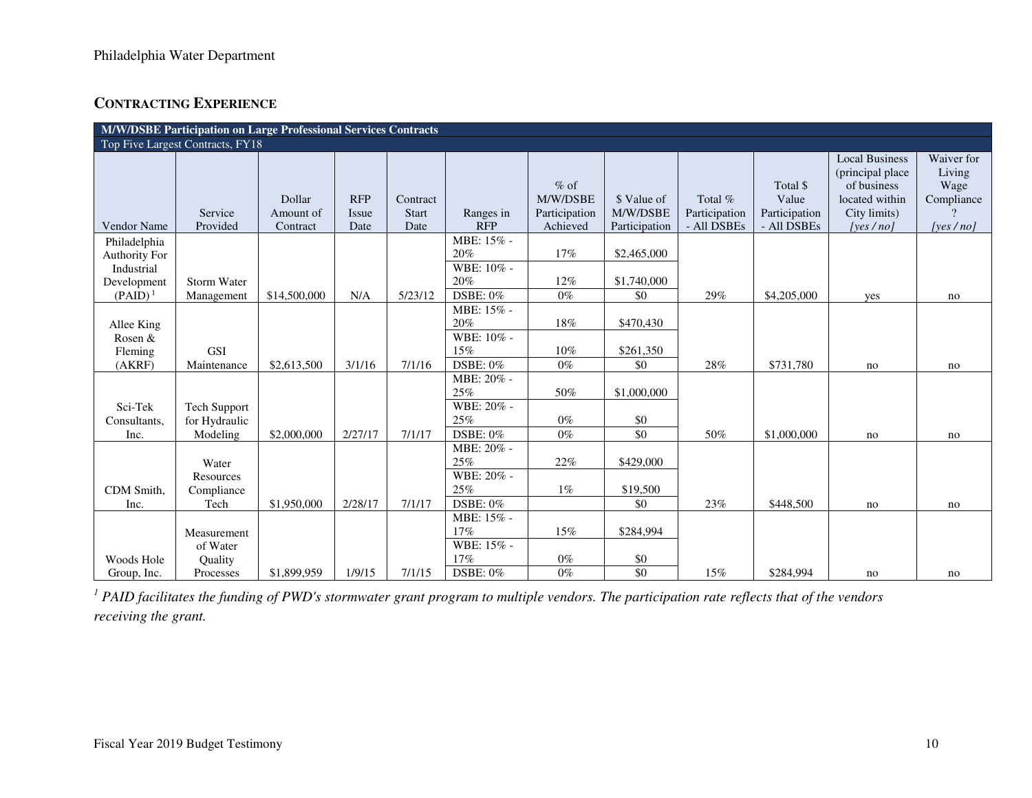## CONTRACTING EXPERIENCE

| M/W/DSBE Participation on Large Professional Services Contracts | | | | | | | | | | | |
|---|---|---|---|---|---|---|---|---|---|---|---|
| Top Five Largest Contracts, FY18 | | | | | | | | | | | |
| Vendor Name | Service Provided | Dollar Amount of Contract | RFP Issue Date | Contract Start Date | Ranges in RFP | % of M/W/DSBE Participation Achieved | $ Value of M/W/DSBE Participation | Total % Participation - All DSBEs | Total $ Value Participation - All DSBEs | Local Business (principal place of business located within City limits) *[yes / no]* | Waiver for Living Wage Compliance? *[yes / no]* |
| Philadelphia Authority For Industrial Development (PAID)[1] | Storm Water Management | $14,500,000 | N/A | 5/23/12 | MBE: 15% - 20% | 17% | $2,465,000 | 29% | $4,205,000 | yes | no |
| | | | | | WBE: 10% - 20% | 12% | $1,740,000 | | | | |
| | | | | | DSBE: 0% | 0% | $0 | | | | |
| Allee King Rosen & Fleming (AKRF) | GSI Maintenance | $2,613,500 | 3/1/16 | 7/1/16 | MBE: 15% - 20% | 18% | $470,430 | 28% | $731,780 | no | no |
| | | | | | WBE: 10% - 15% | 10% | $261,350 | | | | |
| | | | | | DSBE: 0% | 0% | $0 | | | | |
| Sci-Tek Consultants, Inc. | Tech Support for Hydraulic Modeling | $2,000,000 | 2/27/17 | 7/1/17 | MBE: 20% - 25% | 50% | $1,000,000 | 50% | $1,000,000 | no | no |
| | | | | | WBE: 20% - 25% | 0% | $0 | | | | |
| | | | | | DSBE: 0% | 0% | $0 | | | | |
| CDM Smith, Inc. | Water Resources Compliance Tech | $1,950,000 | 2/28/17 | 7/1/17 | MBE: 20% - 25% | 22% | $429,000 | 23% | $448,500 | no | no |
| | | | | | WBE: 20% - 25% | 1% | $19,500 | | | | |
| | | | | | DSBE: 0% | | $0 | | | | |
| Woods Hole Group, Inc. | Measurement of Water Quality Processes | $1,899,959 | 1/9/15 | 7/1/15 | MBE: 15% - 17% | 15% | $284,994 | 15% | $284,994 | no | no |
| | | | | | WBE: 15% - 17% | 0% | $0 | | | | |
| | | | | | DSBE: 0% | 0% | $0 | | | | |

*[1] PAID facilitates the funding of PWD's stormwater grant program to multiple vendors. The participation rate reflects that of the vendors receiving the grant.*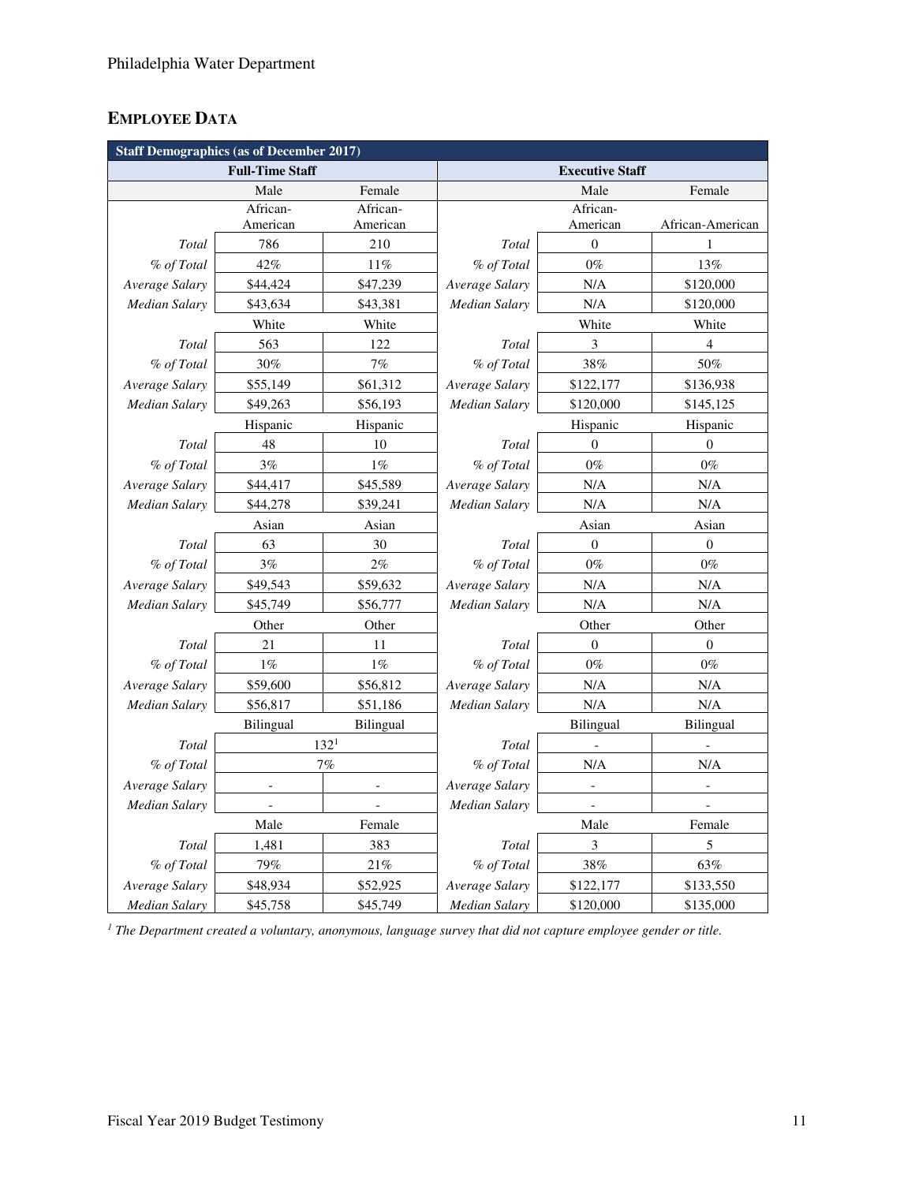## EMPLOYEE DATA

| Staff Demographics (as of December 2017) | | | | | |
|---|---|---|---|---|---|
| Full-Time Staff | | | Executive Staff | | |
| | Male | Female | | Male | Female |
| | African-American | African-American | | African-American | African-American |
| *Total* | 786 | 210 | *Total* | 0 | 1 |
| *% of Total* | 42% | 11% | *% of Total* | 0% | 13% |
| *Average Salary* | $44,424 | $47,239 | *Average Salary* | N/A | $120,000 |
| *Median Salary* | $43,634 | $43,381 | *Median Salary* | N/A | $120,000 |
| | White | White | | White | White |
| *Total* | 563 | 122 | *Total* | 3 | 4 |
| *% of Total* | 30% | 7% | *% of Total* | 38% | 50% |
| *Average Salary* | $55,149 | $61,312 | *Average Salary* | $122,177 | $136,938 |
| *Median Salary* | $49,263 | $56,193 | *Median Salary* | $120,000 | $145,125 |
| | Hispanic | Hispanic | | Hispanic | Hispanic |
| *Total* | 48 | 10 | *Total* | 0 | 0 |
| *% of Total* | 3% | 1% | *% of Total* | 0% | 0% |
| *Average Salary* | $44,417 | $45,589 | *Average Salary* | N/A | N/A |
| *Median Salary* | $44,278 | $39,241 | *Median Salary* | N/A | N/A |
| | Asian | Asian | | Asian | Asian |
| *Total* | 63 | 30 | *Total* | 0 | 0 |
| *% of Total* | 3% | 2% | *% of Total* | 0% | 0% |
| *Average Salary* | $49,543 | $59,632 | *Average Salary* | N/A | N/A |
| *Median Salary* | $45,749 | $56,777 | *Median Salary* | N/A | N/A |
| | Other | Other | | Other | Other |
| *Total* | 21 | 11 | *Total* | 0 | 0 |
| *% of Total* | 1% | 1% | *% of Total* | 0% | 0% |
| *Average Salary* | $59,600 | $56,812 | *Average Salary* | N/A | N/A |
| *Median Salary* | $56,817 | $51,186 | *Median Salary* | N/A | N/A |
| | Bilingual | Bilingual | | Bilingual | Bilingual |
| *Total* | 132[1] | | *Total* | - | - |
| *% of Total* | 7% | | *% of Total* | N/A | N/A |
| *Average Salary* | - | - | *Average Salary* | - | - |
| *Median Salary* | - | - | *Median Salary* | - | - |
| | Male | Female | | Male | Female |
| *Total* | 1,481 | 383 | *Total* | 3 | 5 |
| *% of Total* | 79% | 21% | *% of Total* | 38% | 63% |
| *Average Salary* | $48,934 | $52,925 | *Average Salary* | $122,177 | $133,550 |
| *Median Salary* | $45,758 | $45,749 | *Median Salary* | $120,000 | $135,000 |

[1] *The Department created a voluntary, anonymous, language survey that did not capture employee gender or title.*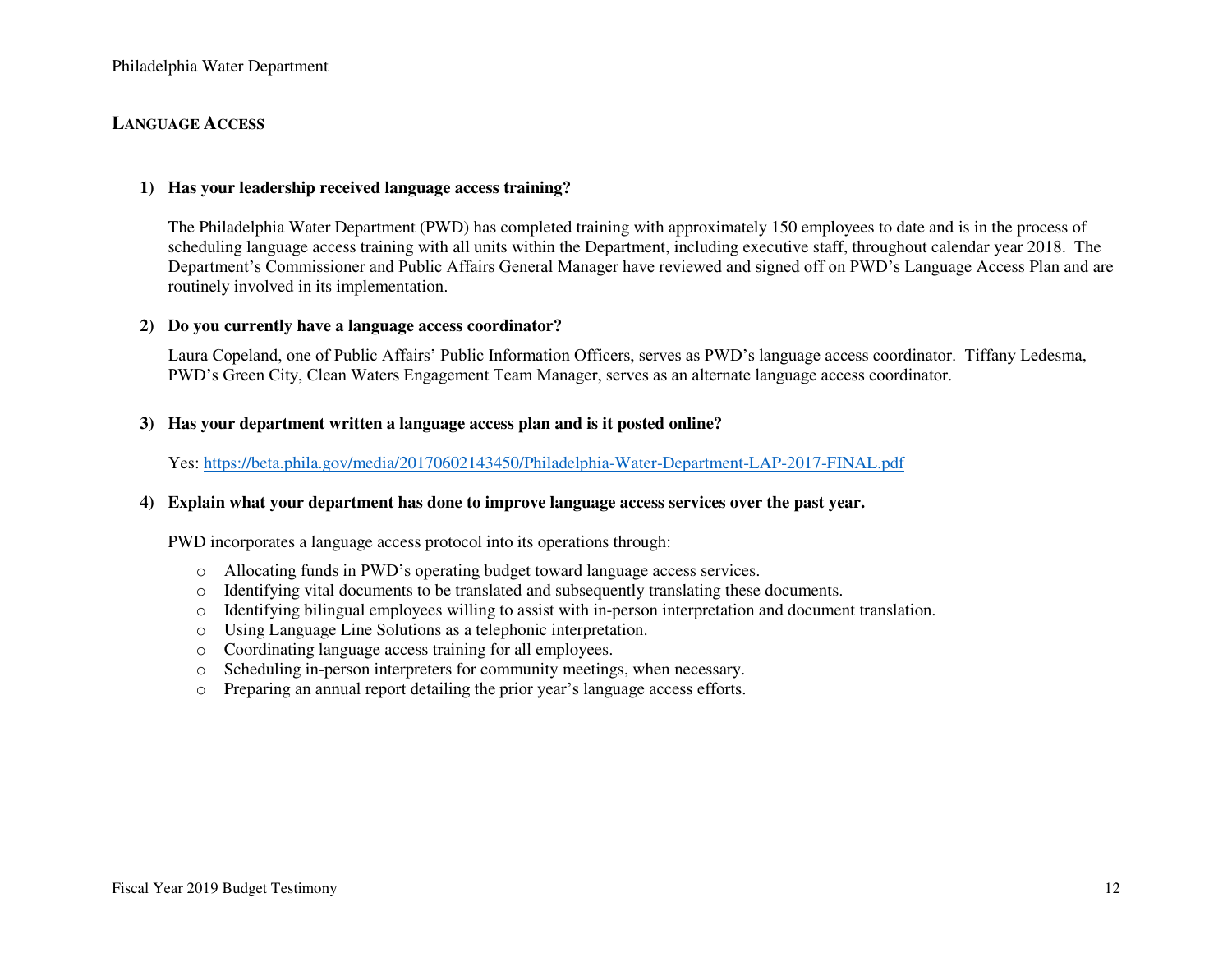## LANGUAGE ACCESS

**1) Has your leadership received language access training?**

The Philadelphia Water Department (PWD) has completed training with approximately 150 employees to date and is in the process of scheduling language access training with all units within the Department, including executive staff, throughout calendar year 2018. The Department's Commissioner and Public Affairs General Manager have reviewed and signed off on PWD's Language Access Plan and are routinely involved in its implementation.

**2) Do you currently have a language access coordinator?**

Laura Copeland, one of Public Affairs' Public Information Officers, serves as PWD's language access coordinator. Tiffany Ledesma, PWD's Green City, Clean Waters Engagement Team Manager, serves as an alternate language access coordinator.

**3) Has your department written a language access plan and is it posted online?**

Yes: https://beta.phila.gov/media/20170602143450/Philadelphia-Water-Department-LAP-2017-FINAL.pdf

**4) Explain what your department has done to improve language access services over the past year.**

PWD incorporates a language access protocol into its operations through:

- Allocating funds in PWD's operating budget toward language access services.
- Identifying vital documents to be translated and subsequently translating these documents.
- Identifying bilingual employees willing to assist with in-person interpretation and document translation.
- Using Language Line Solutions as a telephonic interpretation.
- Coordinating language access training for all employees.
- Scheduling in-person interpreters for community meetings, when necessary.
- Preparing an annual report detailing the prior year's language access efforts.